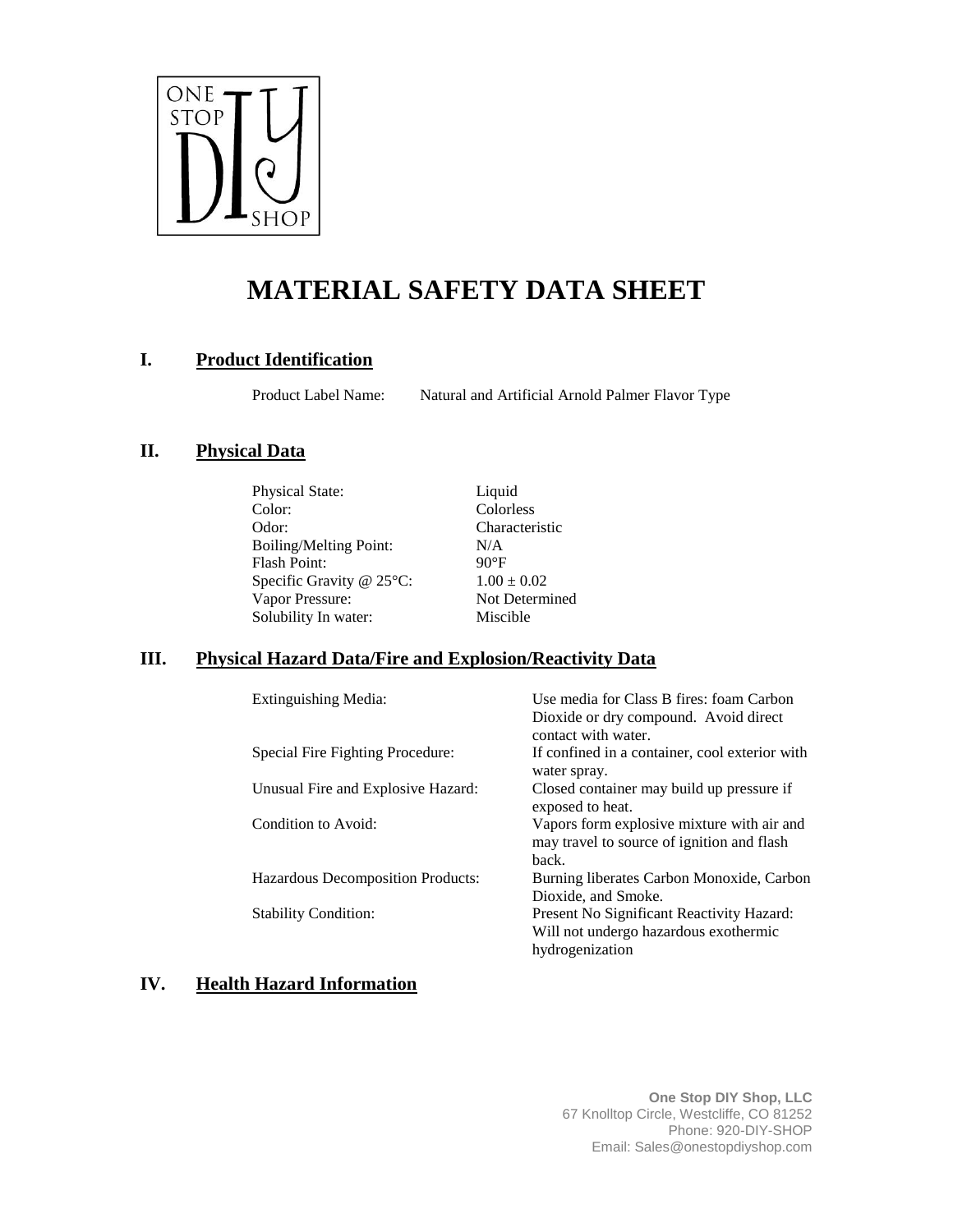# MATERIAL SAFETY DATA SHEET

## I. Product Identification

| | |
|---|---|
| Product Label Name: | Natural and Artificial Arnold Palmer Flavor Type |

## II. Physical Data

| | |
|---|---|
| Physical State: | Liquid |
| Color: | Colorless |
| Odor: | Characteristic |
| Boiling/Melting Point: | N/A |
| Flash Point: | 90°F |
| Specific Gravity @ 25°C: | $1.00 \pm 0.02$ |
| Vapor Pressure: | Not Determined |
| Solubility In water: | Miscible |

## III. Physical Hazard Data/Fire and Explosion/Reactivity Data

| | |
|---|---|
| Extinguishing Media: | Use media for Class B fires: foam Carbon Dioxide or dry compound. Avoid direct contact with water. |
| Special Fire Fighting Procedure: | If confined in a container, cool exterior with water spray. |
| Unusual Fire and Explosive Hazard: | Closed container may build up pressure if exposed to heat. |
| Condition to Avoid: | Vapors form explosive mixture with air and may travel to source of ignition and flash back. |
| Hazardous Decomposition Products: | Burning liberates Carbon Monoxide, Carbon Dioxide, and Smoke. |
| Stability Condition: | Present No Significant Reactivity Hazard: Will not undergo hazardous exothermic hydrogenization |

## IV. Health Hazard Information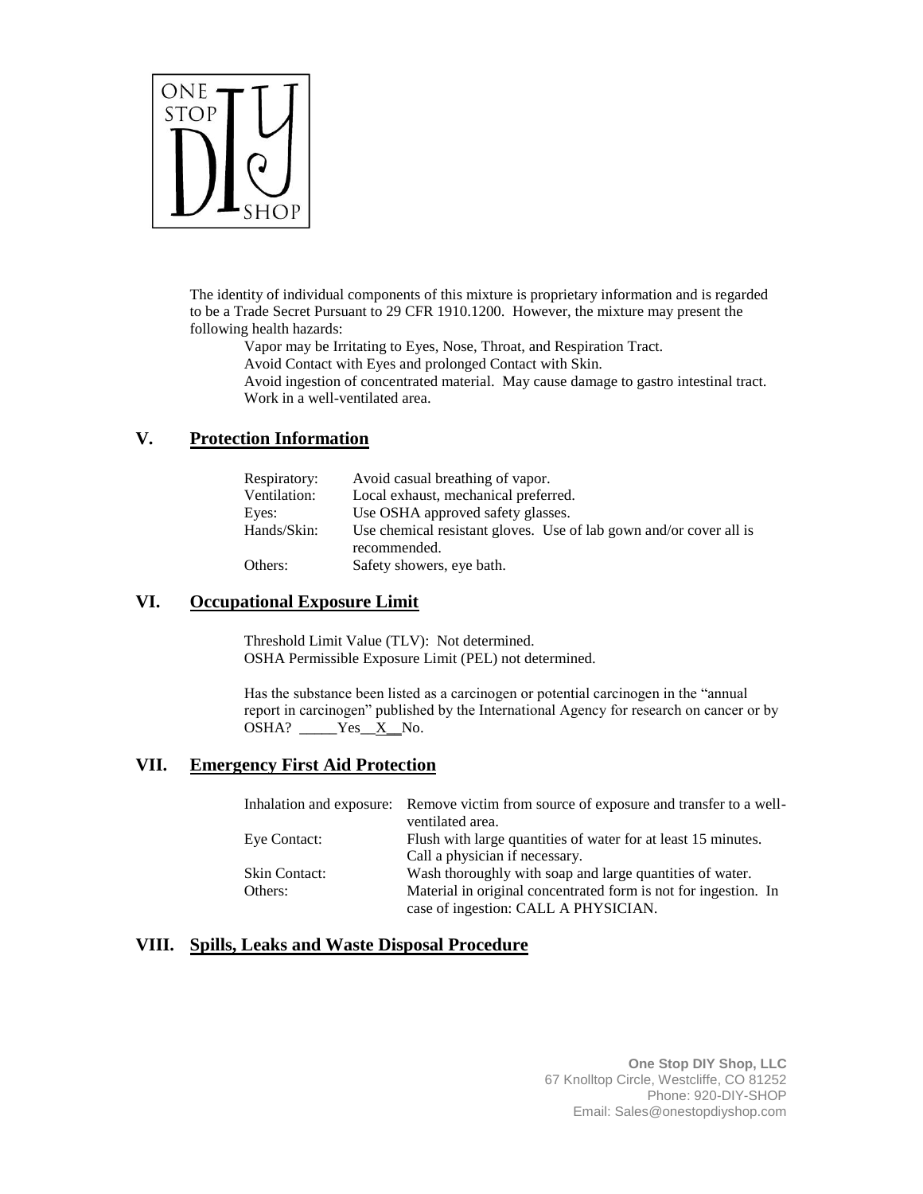The identity of individual components of this mixture is proprietary information and is regarded to be a Trade Secret Pursuant to 29 CFR 1910.1200. However, the mixture may present the following health hazards:

Vapor may be Irritating to Eyes, Nose, Throat, and Respiration Tract.
Avoid Contact with Eyes and prolonged Contact with Skin.
Avoid ingestion of concentrated material. May cause damage to gastro intestinal tract.
Work in a well-ventilated area.

## V. Protection Information

| | |
|---|---|
| Respiratory: | Avoid casual breathing of vapor. |
| Ventilation: | Local exhaust, mechanical preferred. |
| Eyes: | Use OSHA approved safety glasses. |
| Hands/Skin: | Use chemical resistant gloves. Use of lab gown and/or cover all is recommended. |
| Others: | Safety showers, eye bath. |

## VI. Occupational Exposure Limit

Threshold Limit Value (TLV): Not determined.
OSHA Permissible Exposure Limit (PEL) not determined.

Has the substance been listed as a carcinogen or potential carcinogen in the "annual report in carcinogen" published by the International Agency for research on cancer or by OSHA? _____Yes__X__No.

## VII. Emergency First Aid Protection

| | |
|---|---|
| Inhalation and exposure: | Remove victim from source of exposure and transfer to a well-ventilated area. |
| Eye Contact: | Flush with large quantities of water for at least 15 minutes. Call a physician if necessary. |
| Skin Contact: | Wash thoroughly with soap and large quantities of water. |
| Others: | Material in original concentrated form is not for ingestion. In case of ingestion: CALL A PHYSICIAN. |

## VIII. Spills, Leaks and Waste Disposal Procedure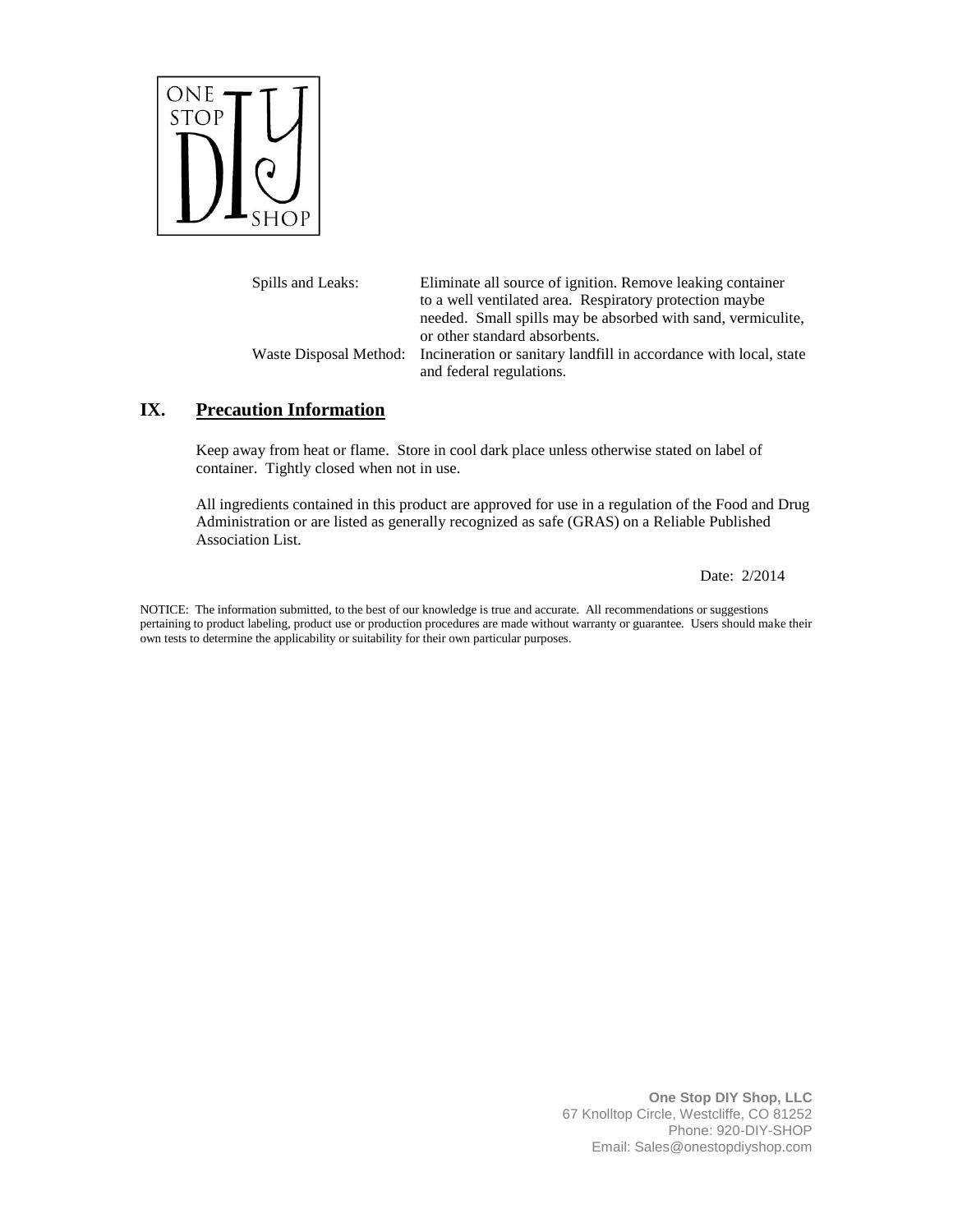| | |
|---|---|
| Spills and Leaks: | Eliminate all source of ignition. Remove leaking container to a well ventilated area. Respiratory protection maybe needed. Small spills may be absorbed with sand, vermiculite, or other standard absorbents. |
| Waste Disposal Method: | Incineration or sanitary landfill in accordance with local, state and federal regulations. |

## IX. Precaution Information

Keep away from heat or flame. Store in cool dark place unless otherwise stated on label of container. Tightly closed when not in use.

All ingredients contained in this product are approved for use in a regulation of the Food and Drug Administration or are listed as generally recognized as safe (GRAS) on a Reliable Published Association List.

Date: 2/2014

NOTICE: The information submitted, to the best of our knowledge is true and accurate. All recommendations or suggestions pertaining to product labeling, product use or production procedures are made without warranty or guarantee. Users should make their own tests to determine the applicability or suitability for their own particular purposes.